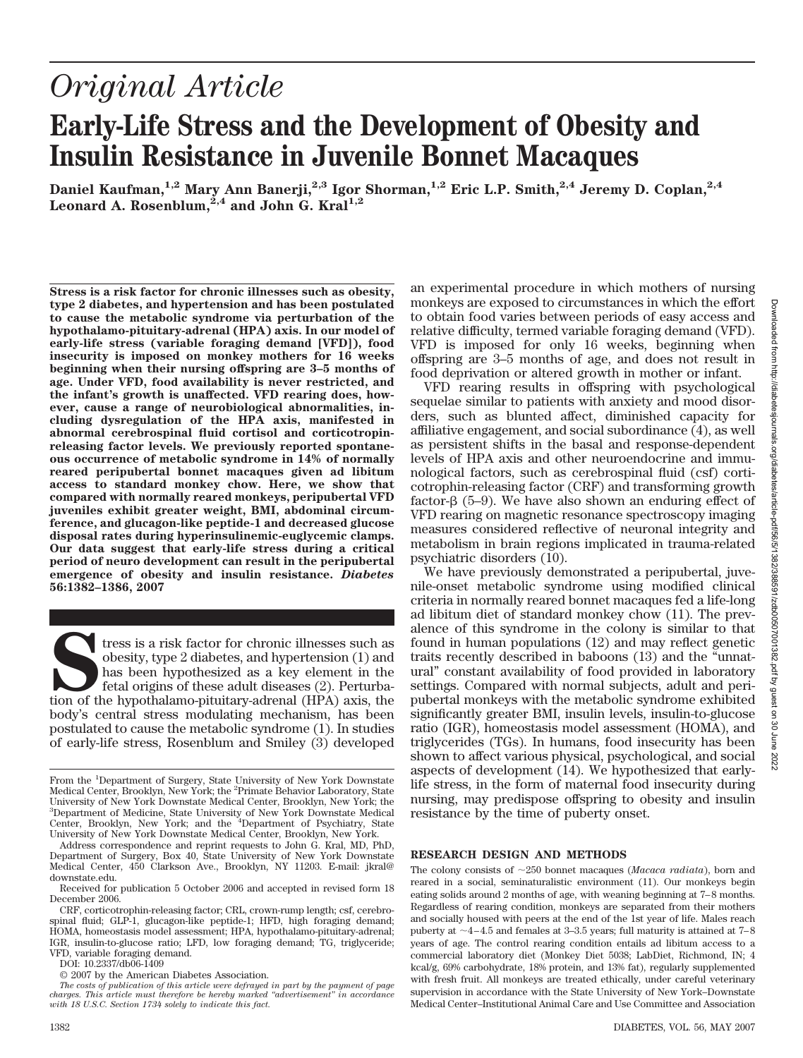# *Original Article*

# Early-Life Stress and the Development of Obesity and Insulin Resistance in Juvenile Bonnet Macaques

**Daniel Kaufman,[1,2] Mary Ann Banerji,[2,3] Igor Shorman,[1,2] Eric L.P. Smith,[2,4] Jeremy D. Coplan,[2,4] Leonard A. Rosenblum,[2,4] and John G. Kral[1,2]**

**Stress is a risk factor for chronic illnesses such as obesity, type 2 diabetes, and hypertension and has been postulated to cause the metabolic syndrome via perturbation of the hypothalamo-pituitary-adrenal (HPA) axis. In our model of early-life stress (variable foraging demand [VFD]), food insecurity is imposed on monkey mothers for 16 weeks beginning when their nursing offspring are 3–5 months of age. Under VFD, food availability is never restricted, and the infant's growth is unaffected. VFD rearing does, however, cause a range of neurobiological abnormalities, including dysregulation of the HPA axis, manifested in abnormal cerebrospinal fluid cortisol and corticotropin-releasing factor levels. We previously reported spontaneous occurrence of metabolic syndrome in 14% of normally reared peripubertal bonnet macaques given ad libitum access to standard monkey chow. Here, we show that compared with normally reared monkeys, peripubertal VFD juveniles exhibit greater weight, BMI, abdominal circumference, and glucagon-like peptide-1 and decreased glucose disposal rates during hyperinsulinemic-euglycemic clamps. Our data suggest that early-life stress during a critical period of neuro development can result in the peripubertal emergence of obesity and insulin resistance. *Diabetes* 56:1382–1386, 2007**

Stress is a risk factor for chronic illnesses such as obesity, type 2 diabetes, and hypertension (1) and has been hypothesized as a key element in the fetal origins of these adult diseases (2). Perturbation of the hypothalamo-pituitary-adrenal (HPA) axis, the body's central stress modulating mechanism, has been postulated to cause the metabolic syndrome (1). In studies of early-life stress, Rosenblum and Smiley (3) developed an experimental procedure in which mothers of nursing monkeys are exposed to circumstances in which the effort to obtain food varies between periods of easy access and relative difficulty, termed variable foraging demand (VFD). VFD is imposed for only 16 weeks, beginning when offspring are 3–5 months of age, and does not result in food deprivation or altered growth in mother or infant.

VFD rearing results in offspring with psychological sequelae similar to patients with anxiety and mood disorders, such as blunted affect, diminished capacity for affiliative engagement, and social subordinance (4), as well as persistent shifts in the basal and response-dependent levels of HPA axis and other neuroendocrine and immunological factors, such as cerebrospinal fluid (csf) corticotrophin-releasing factor (CRF) and transforming growth factor-β (5–9). We have also shown an enduring effect of VFD rearing on magnetic resonance spectroscopy imaging measures considered reflective of neuronal integrity and metabolism in brain regions implicated in trauma-related psychiatric disorders (10).

We have previously demonstrated a peripubertal, juvenile-onset metabolic syndrome using modified clinical criteria in normally reared bonnet macaques fed a life-long ad libitum diet of standard monkey chow (11). The prevalence of this syndrome in the colony is similar to that found in human populations (12) and may reflect genetic traits recently described in baboons (13) and the "unnatural" constant availability of food provided in laboratory settings. Compared with normal subjects, adult and peripubertal monkeys with the metabolic syndrome exhibited significantly greater BMI, insulin levels, insulin-to-glucose ratio (IGR), homeostasis model assessment (HOMA), and triglycerides (TGs). In humans, food insecurity has been shown to affect various physical, psychological, and social aspects of development (14). We hypothesized that early-life stress, in the form of maternal food insecurity during nursing, may predispose offspring to obesity and insulin resistance by the time of puberty onset.

From the [1]Department of Surgery, State University of New York Downstate Medical Center, Brooklyn, New York; the [2]Primate Behavior Laboratory, State University of New York Downstate Medical Center, Brooklyn, New York; the [3]Department of Medicine, State University of New York Downstate Medical Center, Brooklyn, New York; and the [4]Department of Psychiatry, State University of New York Downstate Medical Center, Brooklyn, New York.

Address correspondence and reprint requests to John G. Kral, MD, PhD, Department of Surgery, Box 40, State University of New York Downstate Medical Center, 450 Clarkson Ave., Brooklyn, NY 11203. E-mail: jkral@downstate.edu.

Received for publication 5 October 2006 and accepted in revised form 18 December 2006.

CRF, corticotrophin-releasing factor; CRL, crown-rump length; csf, cerebrospinal fluid; GLP-1, glucagon-like peptide-1; HFD, high foraging demand; HOMA, homeostasis model assessment; HPA, hypothalamo-pituitary-adrenal; IGR, insulin-to-glucose ratio; LFD, low foraging demand; TG, triglyceride; VFD, variable foraging demand.

DOI: 10.2337/db06-1409

© 2007 by the American Diabetes Association.

*The costs of publication of this article were defrayed in part by the payment of page charges. This article must therefore be hereby marked "advertisement" in accordance with 18 U.S.C. Section 1734 solely to indicate this fact.*

## RESEARCH DESIGN AND METHODS

The colony consists of ~250 bonnet macaques (*Macaca radiata*), born and reared in a social, seminaturalistic environment (11). Our monkeys begin eating solids around 2 months of age, with weaning beginning at 7–8 months. Regardless of rearing condition, monkeys are separated from their mothers and socially housed with peers at the end of the 1st year of life. Males reach puberty at ~4–4.5 and females at 3–3.5 years; full maturity is attained at 7–8 years of age. The control rearing condition entails ad libitum access to a commercial laboratory diet (Monkey Diet 5038; LabDiet, Richmond, IN; 4 kcal/g, 69% carbohydrate, 18% protein, and 13% fat), regularly supplemented with fresh fruit. All monkeys are treated ethically, under careful veterinary supervision in accordance with the State University of New York–Downstate Medical Center–Institutional Animal Care and Use Committee and Association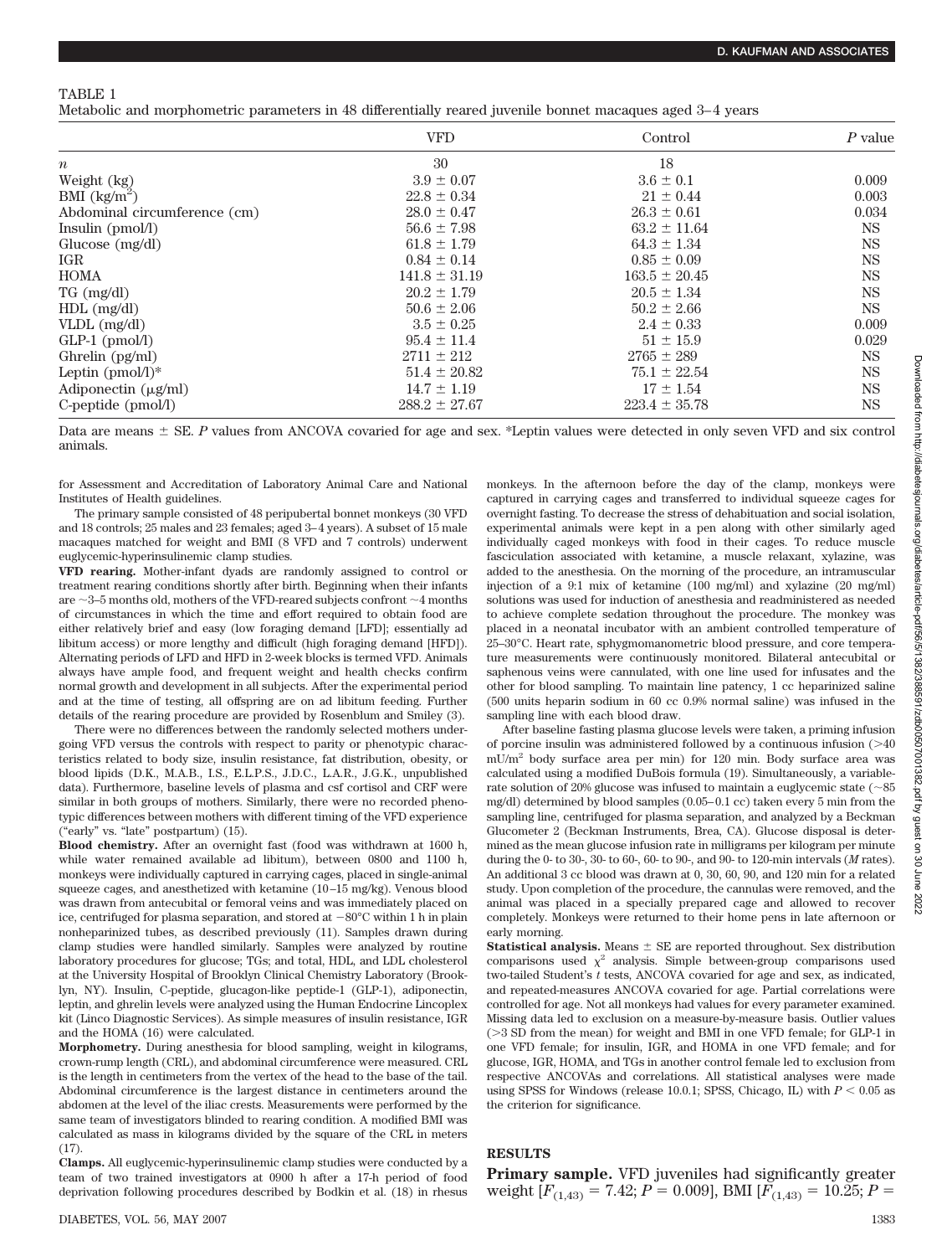TABLE 1

Metabolic and morphometric parameters in 48 differentially reared juvenile bonnet macaques aged 3–4 years

| | VFD | Control | *P* value |
|---|---|---|---|
| *n* | 30 | 18 | |
| Weight (kg) | 3.9 ± 0.07 | 3.6 ± 0.1 | 0.009 |
| BMI (kg/m$^2$) | 22.8 ± 0.34 | 21 ± 0.44 | 0.003 |
| Abdominal circumference (cm) | 28.0 ± 0.47 | 26.3 ± 0.61 | 0.034 |
| Insulin (pmol/l) | 56.6 ± 7.98 | 63.2 ± 11.64 | NS |
| Glucose (mg/dl) | 61.8 ± 1.79 | 64.3 ± 1.34 | NS |
| IGR | 0.84 ± 0.14 | 0.85 ± 0.09 | NS |
| HOMA | 141.8 ± 31.19 | 163.5 ± 20.45 | NS |
| TG (mg/dl) | 20.2 ± 1.79 | 20.5 ± 1.34 | NS |
| HDL (mg/dl) | 50.6 ± 2.06 | 50.2 ± 2.66 | NS |
| VLDL (mg/dl) | 3.5 ± 0.25 | 2.4 ± 0.33 | 0.009 |
| GLP-1 (pmol/l) | 95.4 ± 11.4 | 51 ± 15.9 | 0.029 |
| Ghrelin (pg/ml) | 2711 ± 212 | 2765 ± 289 | NS |
| Leptin (pmol/l)* | 51.4 ± 20.82 | 75.1 ± 22.54 | NS |
| Adiponectin (μg/ml) | 14.7 ± 1.19 | 17 ± 1.54 | NS |
| C-peptide (pmol/l) | 288.2 ± 27.67 | 223.4 ± 35.78 | NS |

Data are means ± SE. *P* values from ANCOVA covaried for age and sex. *Leptin values were detected in only seven VFD and six control animals.

for Assessment and Accreditation of Laboratory Animal Care and National Institutes of Health guidelines.

The primary sample consisted of 48 peripubertal bonnet monkeys (30 VFD and 18 controls; 25 males and 23 females; aged 3–4 years). A subset of 15 male macaques matched for weight and BMI (8 VFD and 7 controls) underwent euglycemic-hyperinsulinemic clamp studies.

**VFD rearing.** Mother-infant dyads are randomly assigned to control or treatment rearing conditions shortly after birth. Beginning when their infants are ~3–5 months old, mothers of the VFD-reared subjects confront ~4 months of circumstances in which the time and effort required to obtain food are either relatively brief and easy (low foraging demand [LFD]; essentially ad libitum access) or more lengthy and difficult (high foraging demand [HFD]). Alternating periods of LFD and HFD in 2-week blocks is termed VFD. Animals always have ample food, and frequent weight and health checks confirm normal growth and development in all subjects. After the experimental period and at the time of testing, all offspring are on ad libitum feeding. Further details of the rearing procedure are provided by Rosenblum and Smiley (3).

There were no differences between the randomly selected mothers undergoing VFD versus the controls with respect to parity or phenotypic characteristics related to body size, insulin resistance, fat distribution, obesity, or blood lipids (D.K., M.A.B., I.S., E.L.P.S., J.D.C., L.A.R., J.G.K., unpublished data). Furthermore, baseline levels of plasma and csf cortisol and CRF were similar in both groups of mothers. Similarly, there were no recorded phenotypic differences between mothers with different timing of the VFD experience ("early" vs. "late" postpartum) (15).

**Blood chemistry.** After an overnight fast (food was withdrawn at 1600 h, while water remained available ad libitum), between 0800 and 1100 h, monkeys were individually captured in carrying cages, placed in single-animal squeeze cages, and anesthetized with ketamine (10–15 mg/kg). Venous blood was drawn from antecubital or femoral veins and was immediately placed on ice, centrifuged for plasma separation, and stored at −80°C within 1 h in plain nonheparinized tubes, as described previously (11). Samples drawn during clamp studies were handled similarly. Samples were analyzed by routine laboratory procedures for glucose; TGs; and total, HDL, and LDL cholesterol at the University Hospital of Brooklyn Clinical Chemistry Laboratory (Brooklyn, NY). Insulin, C-peptide, glucagon-like peptide-1 (GLP-1), adiponectin, leptin, and ghrelin levels were analyzed using the Human Endocrine Lincoplex kit (Linco Diagnostic Services). As simple measures of insulin resistance, IGR and the HOMA (16) were calculated.

**Morphometry.** During anesthesia for blood sampling, weight in kilograms, crown-rump length (CRL), and abdominal circumference were measured. CRL is the length in centimeters from the vertex of the head to the base of the tail. Abdominal circumference is the largest distance in centimeters around the abdomen at the level of the iliac crests. Measurements were performed by the same team of investigators blinded to rearing condition. A modified BMI was calculated as mass in kilograms divided by the square of the CRL in meters (17).

**Clamps.** All euglycemic-hyperinsulinemic clamp studies were conducted by a team of two trained investigators at 0900 h after a 17-h period of food deprivation following procedures described by Bodkin et al. (18) in rhesus monkeys. In the afternoon before the day of the clamp, monkeys were captured in carrying cages and transferred to individual squeeze cages for overnight fasting. To decrease the stress of dehabituation and social isolation, experimental animals were kept in a pen along with other similarly aged individually caged monkeys with food in their cages. To reduce muscle fasciculation associated with ketamine, a muscle relaxant, xylazine, was added to the anesthesia. On the morning of the procedure, an intramuscular injection of a 9:1 mix of ketamine (100 mg/ml) and xylazine (20 mg/ml) solutions was used for induction of anesthesia and readministered as needed to achieve complete sedation throughout the procedure. The monkey was placed in a neonatal incubator with an ambient controlled temperature of 25–30°C. Heart rate, sphygmomanometric blood pressure, and core temperature measurements were continuously monitored. Bilateral antecubital or saphenous veins were cannulated, with one line used for infusates and the other for blood sampling. To maintain line patency, 1 cc heparinized saline (500 units heparin sodium in 60 cc 0.9% normal saline) was infused in the sampling line with each blood draw.

After baseline fasting plasma glucose levels were taken, a priming infusion of porcine insulin was administered followed by a continuous infusion (>40 mU/m$^2$ body surface area per min) for 120 min. Body surface area was calculated using a modified DuBois formula (19). Simultaneously, a variable-rate solution of 20% glucose was infused to maintain a euglycemic state (~85 mg/dl) determined by blood samples (0.05–0.1 cc) taken every 5 min from the sampling line, centrifuged for plasma separation, and analyzed by a Beckman Glucometer 2 (Beckman Instruments, Brea, CA). Glucose disposal is determined as the mean glucose infusion rate in milligrams per kilogram per minute during the 0- to 30-, 30- to 60-, 60- to 90-, and 90- to 120-min intervals (*M* rates). An additional 3 cc blood was drawn at 0, 30, 60, 90, and 120 min for a related study. Upon completion of the procedure, the cannulas were removed, and the animal was placed in a specially prepared cage and allowed to recover completely. Monkeys were returned to their home pens in late afternoon or early morning.

**Statistical analysis.** Means ± SE are reported throughout. Sex distribution comparisons used $\chi^2$ analysis. Simple between-group comparisons used two-tailed Student's *t* tests, ANCOVA covaried for age and sex, as indicated, and repeated-measures ANCOVA covaried for age. Partial correlations were controlled for age. Not all monkeys had values for every parameter examined. Missing data led to exclusion on a measure-by-measure basis. Outlier values (>3 SD from the mean) for weight and BMI in one VFD female; for GLP-1 in one VFD female; for insulin, IGR, and HOMA in one VFD female; and for glucose, IGR, HOMA, and TGs in another control female led to exclusion from respective ANCOVAs and correlations. All statistical analyses were made using SPSS for Windows (release 10.0.1; SPSS, Chicago, IL) with $P < 0.05$ as the criterion for significance.

## RESULTS

**Primary sample.** VFD juveniles had significantly greater weight [$F_{(1,43)} = 7.42$; $P = 0.009$], BMI [$F_{(1,43)} = 10.25$; $P =$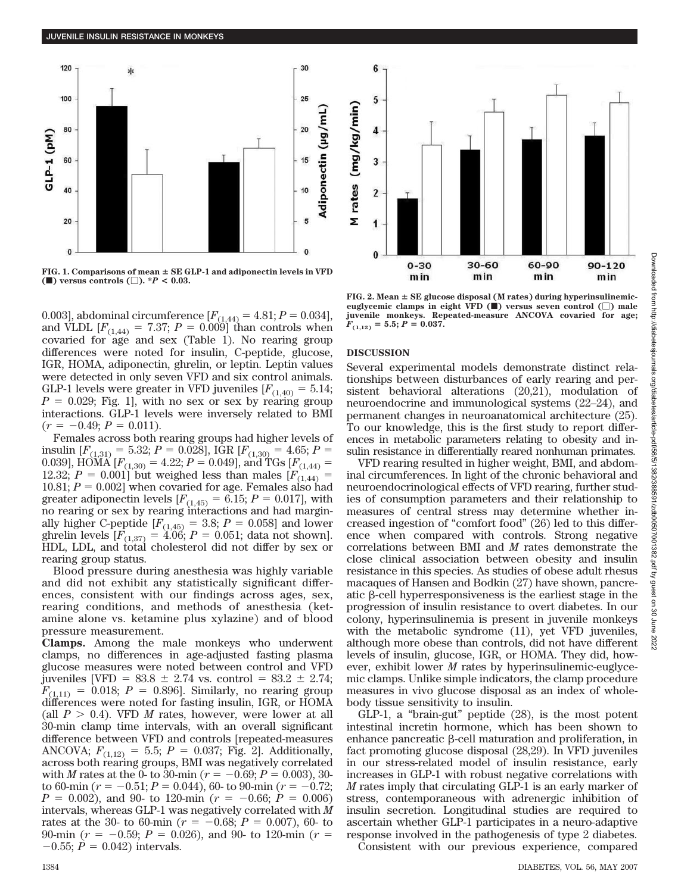FIG. 1. Comparisons of mean ± SE GLP-1 and adiponectin levels in VFD (■) versus controls (□). *$P < 0.03$.

FIG. 2. Mean ± SE glucose disposal (M rates) during hyperinsulinemic-euglycemic clamps in eight VFD (■) versus seven control (□) male juvenile monkeys. Repeated-measure ANCOVA covaried for age; $F_{(1,12)} = 5.5$; $P = 0.037$.

0.003], abdominal circumference [$F_{(1,44)} = 4.81$; $P = 0.034$], and VLDL [$F_{(1,44)} = 7.37$; $P = 0.009$] than controls when covaried for age and sex (Table 1). No rearing group differences were noted for insulin, C-peptide, glucose, IGR, HOMA, adiponectin, ghrelin, or leptin. Leptin values were detected in only seven VFD and six control animals. GLP-1 levels were greater in VFD juveniles [$F_{(1,40)} = 5.14$; $P = 0.029$; Fig. 1], with no sex or sex by rearing group interactions. GLP-1 levels were inversely related to BMI ($r = -0.49$; $P = 0.011$).

Females across both rearing groups had higher levels of insulin [$F_{(1,31)} = 5.32$; $P = 0.028$], IGR [$F_{(1,30)} = 4.65$; $P = 0.039$], HOMA [$F_{(1,30)} = 4.22$; $P = 0.049$], and TGs [$F_{(1,44)} = 12.32$; $P = 0.001$] but weighed less than males [$F_{(1,44)} = 10.81$; $P = 0.002$] when covaried for age. Females also had greater adiponectin levels [$F_{(1,45)} = 6.15$; $P = 0.017$], with no rearing or sex by rearing interactions and had marginally higher C-peptide [$F_{(1,45)} = 3.8$; $P = 0.058$] and lower ghrelin levels [$F_{(1,37)} = 4.06$; $P = 0.051$; data not shown]. HDL, LDL, and total cholesterol did not differ by sex or rearing group status.

Blood pressure during anesthesia was highly variable and did not exhibit any statistically significant differences, consistent with our findings across ages, sex, rearing conditions, and methods of anesthesia (ketamine alone vs. ketamine plus xylazine) and of blood pressure measurement.

**Clamps.** Among the male monkeys who underwent clamps, no differences in age-adjusted fasting plasma glucose measures were noted between control and VFD juveniles [VFD = 83.8 ± 2.74 vs. control = 83.2 ± 2.74; $F_{(1,11)} = 0.018$; $P = 0.896$]. Similarly, no rearing group differences were noted for fasting insulin, IGR, or HOMA (all $P > 0.4$). VFD *M* rates, however, were lower at all 30-min clamp time intervals, with an overall significant difference between VFD and controls [repeated-measures ANCOVA; $F_{(1,12)} = 5.5$; $P = 0.037$; Fig. 2]. Additionally, across both rearing groups, BMI was negatively correlated with *M* rates at the 0- to 30-min ($r = -0.69$; $P = 0.003$), 30- to 60-min ($r = -0.51$; $P = 0.044$), 60- to 90-min ($r = -0.72$; $P = 0.002$), and 90- to 120-min ($r = -0.66$; $P = 0.006$) intervals, whereas GLP-1 was negatively correlated with *M* rates at the 30- to 60-min ($r = -0.68$; $P = 0.007$), 60- to 90-min ($r = -0.59$; $P = 0.026$), and 90- to 120-min ($r = -0.55$; $P = 0.042$) intervals.

## DISCUSSION

Several experimental models demonstrate distinct relationships between disturbances of early rearing and persistent behavioral alterations (20,21), modulation of neuroendocrine and immunological systems (22–24), and permanent changes in neuroanatomical architecture (25). To our knowledge, this is the first study to report differences in metabolic parameters relating to obesity and insulin resistance in differentially reared nonhuman primates.

VFD rearing resulted in higher weight, BMI, and abdominal circumferences. In light of the chronic behavioral and neuroendocrinological effects of VFD rearing, further studies of consumption parameters and their relationship to measures of central stress may determine whether increased ingestion of "comfort food" (26) led to this difference when compared with controls. Strong negative correlations between BMI and *M* rates demonstrate the close clinical association between obesity and insulin resistance in this species. As studies of obese adult rhesus macaques of Hansen and Bodkin (27) have shown, pancreatic β-cell hyperresponsiveness is the earliest stage in the progression of insulin resistance to overt diabetes. In our colony, hyperinsulinemia is present in juvenile monkeys with the metabolic syndrome (11), yet VFD juveniles, although more obese than controls, did not have different levels of insulin, glucose, IGR, or HOMA. They did, however, exhibit lower *M* rates by hyperinsulinemic-euglycemic clamps. Unlike simple indicators, the clamp procedure measures in vivo glucose disposal as an index of whole-body tissue sensitivity to insulin.

GLP-1, a "brain-gut" peptide (28), is the most potent intestinal incretin hormone, which has been shown to enhance pancreatic β-cell maturation and proliferation, in fact promoting glucose disposal (28,29). In VFD juveniles in our stress-related model of insulin resistance, early increases in GLP-1 with robust negative correlations with *M* rates imply that circulating GLP-1 is an early marker of stress, contemporaneous with adrenergic inhibition of insulin secretion. Longitudinal studies are required to ascertain whether GLP-1 participates in a neuro-adaptive response involved in the pathogenesis of type 2 diabetes.

Consistent with our previous experience, compared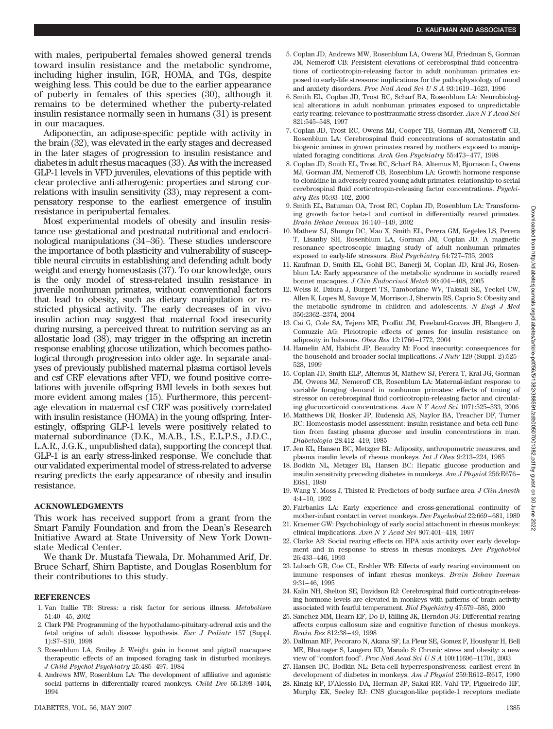with males, peripubertal females showed general trends toward insulin resistance and the metabolic syndrome, including higher insulin, IGR, HOMA, and TGs, despite weighing less. This could be due to the earlier appearance of puberty in females of this species (30), although it remains to be determined whether the puberty-related insulin resistance normally seen in humans (31) is present in our macaques.

Adiponectin, an adipose-specific peptide with activity in the brain (32), was elevated in the early stages and decreased in the later stages of progression to insulin resistance and diabetes in adult rhesus macaques (33). As with the increased GLP-1 levels in VFD juveniles, elevations of this peptide with clear protective anti-atherogenic properties and strong correlations with insulin sensitivity (33), may represent a compensatory response to the earliest emergence of insulin resistance in peripubertal females.

Most experimental models of obesity and insulin resistance use gestational and postnatal nutritional and endocrinological manipulations (34–36). These studies underscore the importance of both plasticity and vulnerability of susceptible neural circuits in establishing and defending adult body weight and energy homeostasis (37). To our knowledge, ours is the only model of stress-related insulin resistance in juvenile nonhuman primates, without conventional factors that lead to obesity, such as dietary manipulation or restricted physical activity. The early decreases of in vivo insulin action may suggest that maternal food insecurity during nursing, a perceived threat to nutrition serving as an allostatic load (38), may trigger in the offspring an incretin response enabling glucose utilization, which becomes pathological through progression into older age. In separate analyses of previously published maternal plasma cortisol levels and csf CRF elevations after VFD, we found positive correlations with juvenile offspring BMI levels in both sexes but more evident among males (15). Furthermore, this percentage elevation in maternal csf CRF was positively correlated with insulin resistance (HOMA) in the young offspring. Interestingly, offspring GLP-1 levels were positively related to maternal subordinance (D.K., M.A.B., I.S., E.L.P.S., J.D.C., L.A.R., J.G.K., unpublished data), supporting the concept that GLP-1 is an early stress-linked response. We conclude that our validated experimental model of stress-related to adverse rearing predicts the early appearance of obesity and insulin resistance.

## ACKNOWLEDGMENTS

This work has received support from a grant from the Smart Family Foundation and from the Dean's Research Initiative Award at State University of New York Downstate Medical Center.

We thank Dr. Mustafa Tiewala, Dr. Mohammed Arif, Dr. Bruce Scharf, Shirn Baptiste, and Douglas Rosenblum for their contributions to this study.

## REFERENCES

1. Van Itallie TB: Stress: a risk factor for serious illness. *Metabolism* 51:40–45, 2002
2. Clark PM: Programming of the hypothalamo-pituitary-adrenal axis and the fetal origins of adult disease hypothesis. *Eur J Pediatr* 157 (Suppl. 1):S7–S10, 1998
3. Rosenblum LA, Smiley J: Weight gain in bonnet and pigtail macaques: therapeutic effects of an imposed foraging task in disturbed monkeys. *J Child Psychol Psychiatry* 25:485–497, 1984
4. Andrews MW, Rosenblum LA: The development of affiliative and agonistic social patterns in differentially reared monkeys. *Child Dev* 65:1398–1404, 1994
5. Coplan JD, Andrews MW, Rosenblum LA, Owens MJ, Friedman S, Gorman JM, Nemeroff CB: Persistent elevations of cerebrospinal fluid concentrations of corticotropin-releasing factor in adult nonhuman primates exposed to early-life stressors: implications for the pathophysiology of mood and anxiety disorders. *Proc Natl Acad Sci U S A* 93:1619–1623, 1996
6. Smith EL, Coplan JD, Trost RC, Scharf BA, Rosenblum LA: Neurobiological alterations in adult nonhuman primates exposed to unpredictable early rearing: relevance to posttraumatic stress disorder. *Ann N Y Acad Sci* 821:545–548, 1997
7. Coplan JD, Trost RC, Owens MJ, Cooper TB, Gorman JM, Nemeroff CB, Rosenblum LA: Cerebrospinal fluid concentrations of somatostatin and biogenic amines in grown primates reared by mothers exposed to manipulated foraging conditions. *Arch Gen Psychiatry* 55:473–477, 1998
8. Coplan JD, Smith EL, Trost RC, Scharf BA, Altemus M, Bjornson L, Owens MJ, Gorman JM, Nemeroff CB, Rosenblum LA: Growth hormone response to clonidine in adversely reared young adult primates: relationship to serial cerebrospinal fluid corticotropin-releasing factor concentrations. *Psychiatry Res* 95:93–102, 2000
9. Smith EL, Batuman OA, Trost RC, Coplan JD, Rosenblum LA: Transforming growth factor beta-1 and cortisol in differentially reared primates. *Brain Behav Immun* 16:140–149, 2002
10. Mathew SJ, Shungu DC, Mao X, Smith EL, Perera GM, Kegeles LS, Perera T, Lisanby SH, Rosenblum LA, Gorman JM, Coplan JD: A magnetic resonance spectroscopic imaging study of adult nonhuman primates exposed to early-life stressors. *Biol Psychiatry* 54:727–735, 2003
11. Kaufman D, Smith EL, Gohil BC, Banerji M, Coplan JD, Kral JG, Rosenblum LA: Early appearance of the metabolic syndrome in socially reared bonnet macaques. *J Clin Endocrinol Metab* 90:404–408, 2005
12. Weiss R, Dziura J, Burgert TS, Tamborlane WV, Taksali SE, Yeckel CW, Allen K, Lopes M, Savoye M, Morrison J, Sherwin RS, Caprio S: Obesity and the metabolic syndrome in children and adolescents. *N Engl J Med* 350:2362–2374, 2004
13. Cai G, Cole SA, Tejero ME, Proffitt JM, Freeland-Graves JH, Blangero J, Comuzzie AG: Pleiotropic effects of genes for insulin resistance on adiposity in baboons. *Obes Res* 12:1766–1772, 2004
14. Hamelin AM, Habicht JP, Beaudry M: Food insecurity: consequences for the household and broader social implications. *J Nutr* 129 (Suppl. 2):525–528, 1999
15. Coplan JD, Smith ELP, Altemus M, Mathew SJ, Perera T, Kral JG, Gorman JM, Owens MJ, Nemeroff CB, Rosenblum LA: Maternal-infant response to variable foraging demand in nonhuman primates: effects of timing of stressor on cerebrospinal fluid corticotropin-releasing factor and circulating glucocorticoid concentrations. *Ann N Y Acad Sci* 1071:525–533, 2006
16. Matthews DR, Hosker JP, Rudenski AS, Naylor BA, Treacher DF, Turner RC: Homeostasis model assessment: insulin resistance and beta-cell function from fasting plasma glucose and insulin concentrations in man. *Diabetologia* 28:412–419, 1985
17. Jen KL, Hansen BC, Metzger BL: Adiposity, anthropometric measures, and plasma insulin levels of rhesus monkeys. *Int J Obes* 9:213–224, 1985
18. Bodkin NL, Metzger BL, Hansen BC: Hepatic glucose production and insulin sensitivity preceding diabetes in monkeys. *Am J Physiol* 256:E676–E681, 1989
19. Wang Y, Moss J, Thisted R: Predictors of body surface area. *J Clin Anesth* 4:4–10, 1992
20. Fairbanks LA: Early experience and cross-generational continuity of mother-infant contact in vervet monkeys. *Dev Psychobiol* 22:669–681, 1989
21. Kraemer GW: Psychobiology of early social attachment in rhesus monkeys: clinical implications. *Ann N Y Acad Sci* 807:401–418, 1997
22. Clarke AS: Social rearing effects on HPA axis activity over early development and in response to stress in rhesus monkeys. *Dev Psychobiol* 26:433–446, 1993
23. Lubach GR, Coe CL, Ershler WB: Effects of early rearing environment on immune responses of infant rhesus monkeys. *Brain Behav Immun* 9:31–46, 1995
24. Kalin NH, Shelton SE, Davidson RJ: Cerebrospinal fluid corticotropin-releasing hormone levels are elevated in monkeys with patterns of brain activity associated with fearful temperament. *Biol Psychiatry* 47:579–585, 2000
25. Sanchez MM, Hearn EF, Do D, Rilling JK, Herndon JG: Differential rearing affects corpus callosum size and cognitive function of rhesus monkeys. *Brain Res* 812:38–49, 1998
26. Dallman MF, Pecoraro N, Akana SF, La Fleur SE, Gomez F, Houshyar H, Bell ME, Bhatnager S, Laugero KD, Manalo S: Chronic stress and obesity: a new view of "comfort food". *Proc Natl Acad Sci U S A* 100:11696–11701, 2003
27. Hansen BC, Bodkin NL: Beta-cell hyperresponsiveness: earliest event in development of diabetes in monkeys. *Am J Physiol* 259:R612–R617, 1990
28. Kinzig KP, D'Alessio DA, Herman JP, Sakai RR, Vahl TP, Figueiredo HF, Murphy EK, Seeley RJ: CNS glucagon-like peptide-1 receptors mediate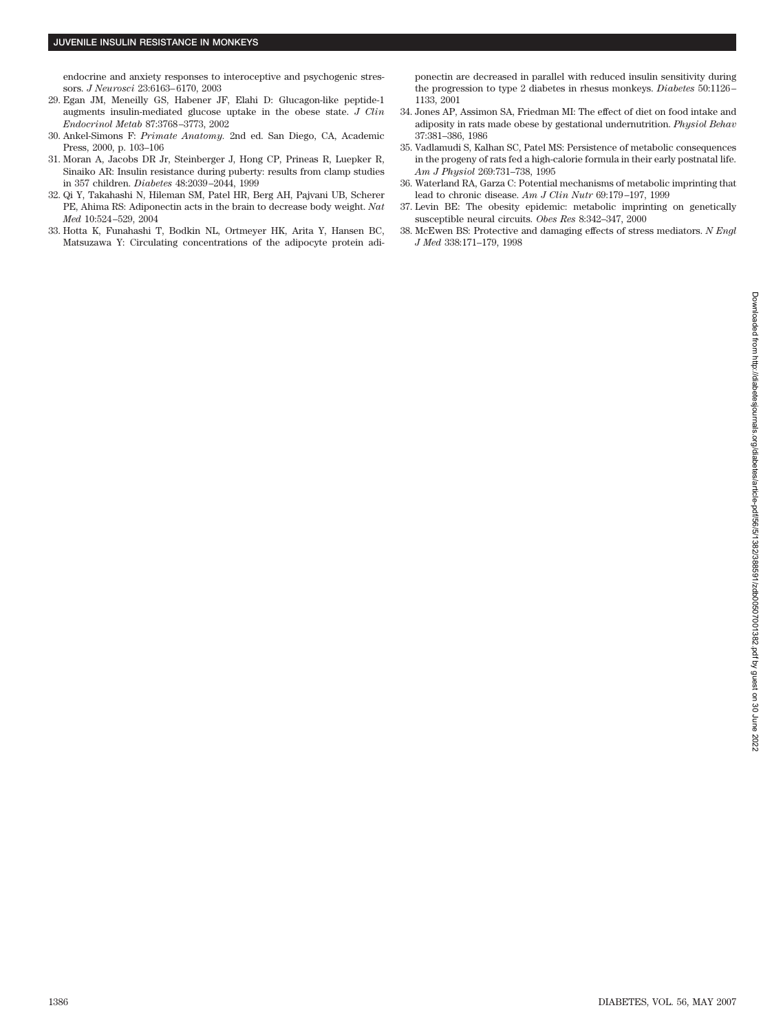endocrine and anxiety responses to interoceptive and psychogenic stressors. *J Neurosci* 23:6163–6170, 2003

29. Egan JM, Meneilly GS, Habener JF, Elahi D: Glucagon-like peptide-1 augments insulin-mediated glucose uptake in the obese state. *J Clin Endocrinol Metab* 87:3768–3773, 2002
30. Ankel-Simons F: *Primate Anatomy.* 2nd ed. San Diego, CA, Academic Press, 2000, p. 103–106
31. Moran A, Jacobs DR Jr, Steinberger J, Hong CP, Prineas R, Luepker R, Sinaiko AR: Insulin resistance during puberty: results from clamp studies in 357 children. *Diabetes* 48:2039–2044, 1999
32. Qi Y, Takahashi N, Hileman SM, Patel HR, Berg AH, Pajvani UB, Scherer PE, Ahima RS: Adiponectin acts in the brain to decrease body weight. *Nat Med* 10:524–529, 2004
33. Hotta K, Funahashi T, Bodkin NL, Ortmeyer HK, Arita Y, Hansen BC, Matsuzawa Y: Circulating concentrations of the adipocyte protein adiponectin are decreased in parallel with reduced insulin sensitivity during the progression to type 2 diabetes in rhesus monkeys. *Diabetes* 50:1126–1133, 2001
34. Jones AP, Assimon SA, Friedman MI: The effect of diet on food intake and adiposity in rats made obese by gestational undernutrition. *Physiol Behav* 37:381–386, 1986
35. Vadlamudi S, Kalhan SC, Patel MS: Persistence of metabolic consequences in the progeny of rats fed a high-calorie formula in their early postnatal life. *Am J Physiol* 269:731–738, 1995
36. Waterland RA, Garza C: Potential mechanisms of metabolic imprinting that lead to chronic disease. *Am J Clin Nutr* 69:179–197, 1999
37. Levin BE: The obesity epidemic: metabolic imprinting on genetically susceptible neural circuits. *Obes Res* 8:342–347, 2000
38. McEwen BS: Protective and damaging effects of stress mediators. *N Engl J Med* 338:171–179, 1998